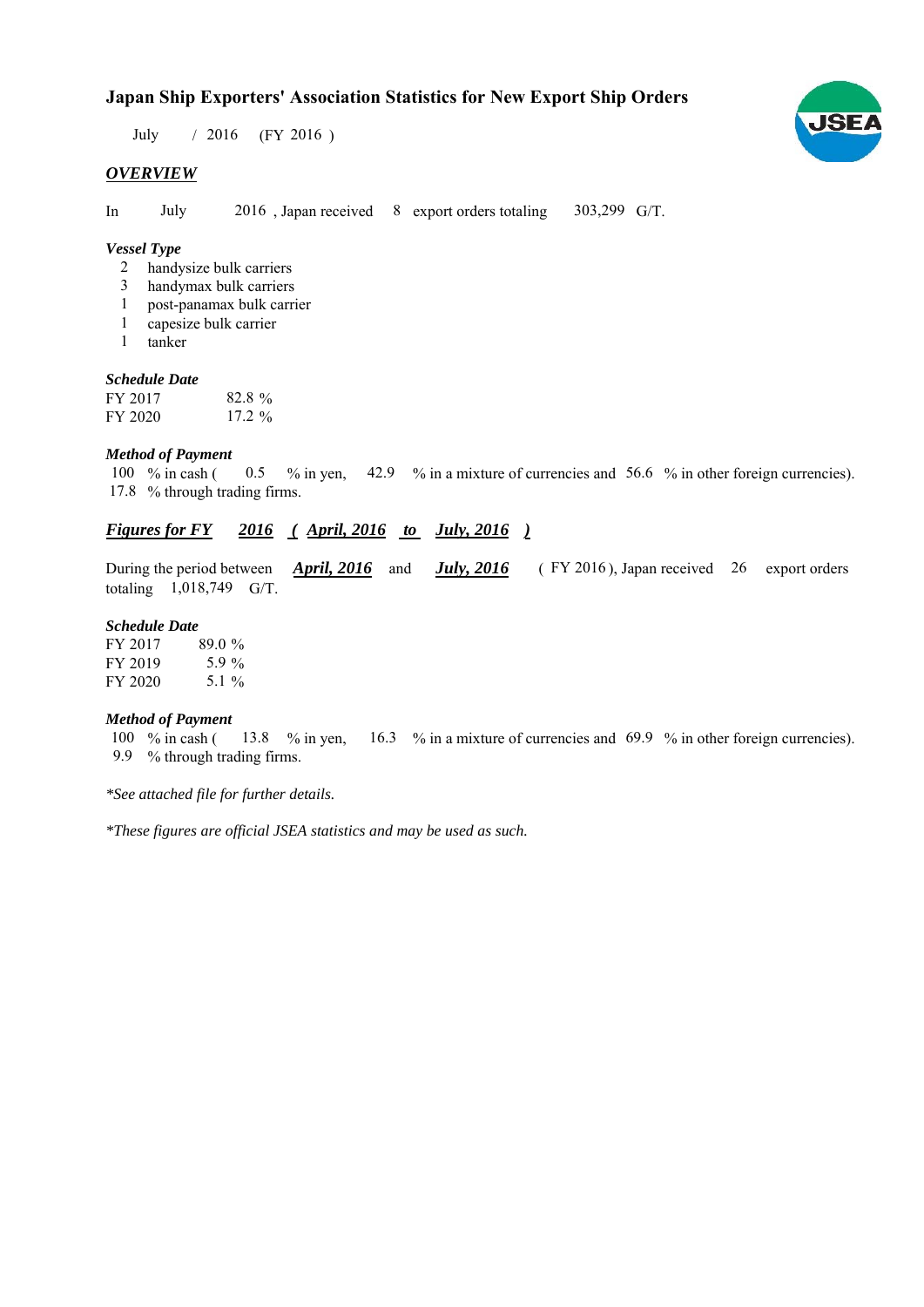# Japan Ship Exporters' Association Statistics for New Export Ship Orders

July / 2016 (FY 2016 )

## *OVERVIEW*

In July 2016 , Japan received 8 export orders totaling 303,299 G/T.

### *Vessel Type*

2 handysize bulk carriers
3 handymax bulk carriers
1 post-panamax bulk carrier
1 capesize bulk carrier
1 tanker

### *Schedule Date*

| | |
|---|---|
| FY 2017 | 82.8 % |
| FY 2020 | 17.2 % |

### *Method of Payment*

100 % in cash ( 0.5 % in yen, 42.9 % in a mixture of currencies and 56.6 % in other foreign currencies).
17.8 % through trading firms.

## *Figures for FY 2016 ( April, 2016 to July, 2016 )*

During the period between *April, 2016* and *July, 2016* ( FY 2016 ), Japan received 26 export orders totaling 1,018,749 G/T.

### *Schedule Date*

| | |
|---|---|
| FY 2017 | 89.0 % |
| FY 2019 | 5.9 % |
| FY 2020 | 5.1 % |

### *Method of Payment*

100 % in cash ( 13.8 % in yen, 16.3 % in a mixture of currencies and 69.9 % in other foreign currencies).
9.9 % through trading firms.

*\*See attached file for further details.*

*\*These figures are official JSEA statistics and may be used as such.*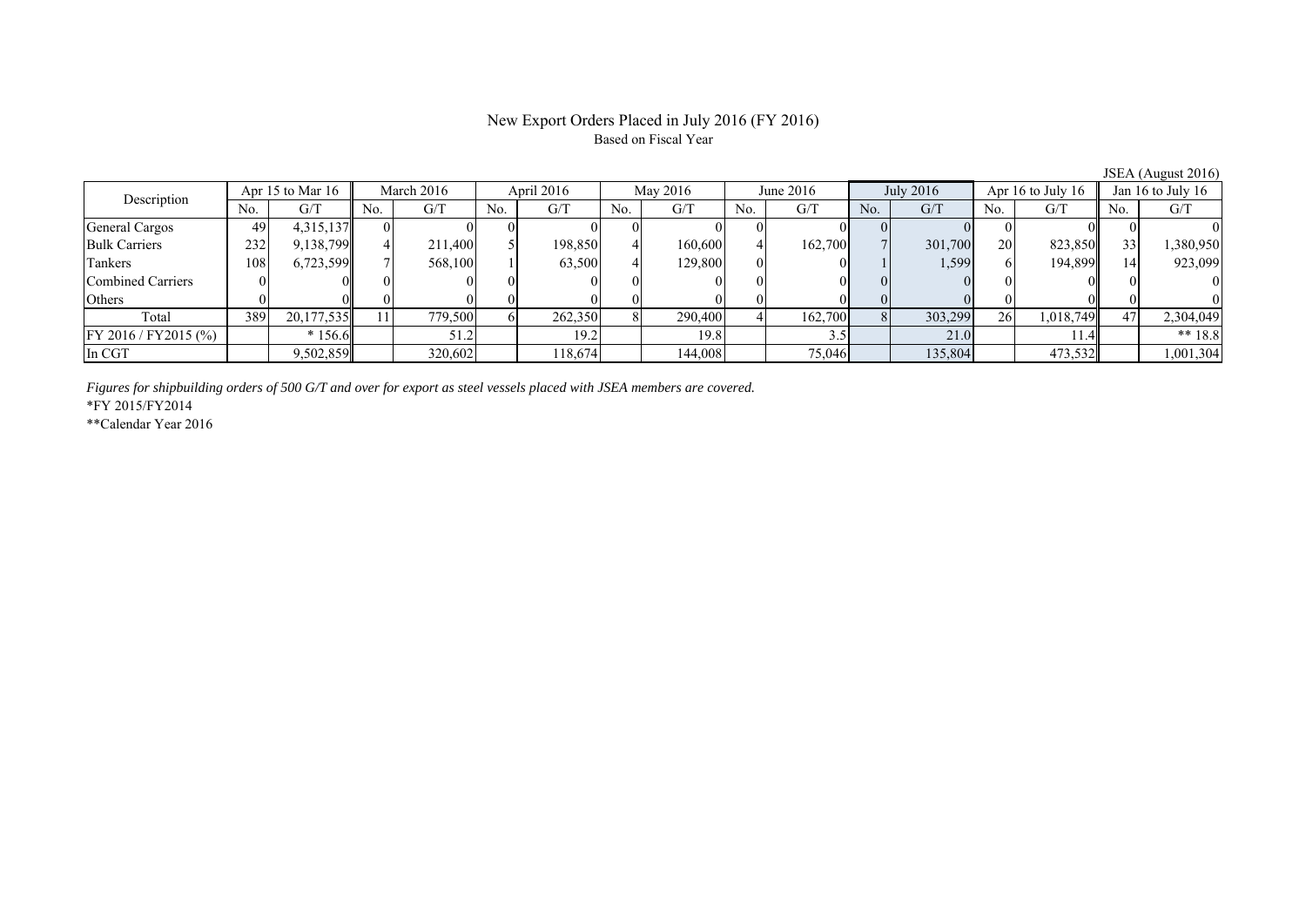# New Export Orders Placed in July 2016 (FY 2016)

Based on Fiscal Year

JSEA (August 2016)

| Description | Apr 15 to Mar 16 | | March 2016 | | April 2016 | | May 2016 | | June 2016 | | July 2016 | | Apr 16 to July 16 | | Jan 16 to July 16 | |
|---|---|---|---|---|---|---|---|---|---|---|---|---|---|---|---|---|
| | No. | G/T | No. | G/T | No. | G/T | No. | G/T | No. | G/T | No. | G/T | No. | G/T | No. | G/T |
| General Cargos | 49 | 4,315,137 | 0 | 0 | 0 | 0 | 0 | 0 | 0 | 0 | 0 | 0 | 0 | 0 | 0 | 0 |
| Bulk Carriers | 232 | 9,138,799 | 4 | 211,400 | 5 | 198,850 | 4 | 160,600 | 4 | 162,700 | 7 | 301,700 | 20 | 823,850 | 33 | 1,380,950 |
| Tankers | 108 | 6,723,599 | 7 | 568,100 | 1 | 63,500 | 4 | 129,800 | 0 | 0 | 1 | 1,599 | 6 | 194,899 | 14 | 923,099 |
| Combined Carriers | 0 | 0 | 0 | 0 | 0 | 0 | 0 | 0 | 0 | 0 | 0 | 0 | 0 | 0 | 0 | 0 |
| Others | 0 | 0 | 0 | 0 | 0 | 0 | 0 | 0 | 0 | 0 | 0 | 0 | 0 | 0 | 0 | 0 |
| Total | 389 | 20,177,535 | 11 | 779,500 | 6 | 262,350 | 8 | 290,400 | 4 | 162,700 | 8 | 303,299 | 26 | 1,018,749 | 47 | 2,304,049 |
| FY 2016 / FY2015 (%) | | * 156.6 | | 51.2 | | 19.2 | | 19.8 | | 3.5 | | 21.0 | | 11.4 | | ** 18.8 |
| In CGT | | 9,502,859 | | 320,602 | | 118,674 | | 144,008 | | 75,046 | | 135,804 | | 473,532 | | 1,001,304 |

*Figures for shipbuilding orders of 500 G/T and over for export as steel vessels placed with JSEA members are covered.*

*FY 2015/FY2014

**Calendar Year 2016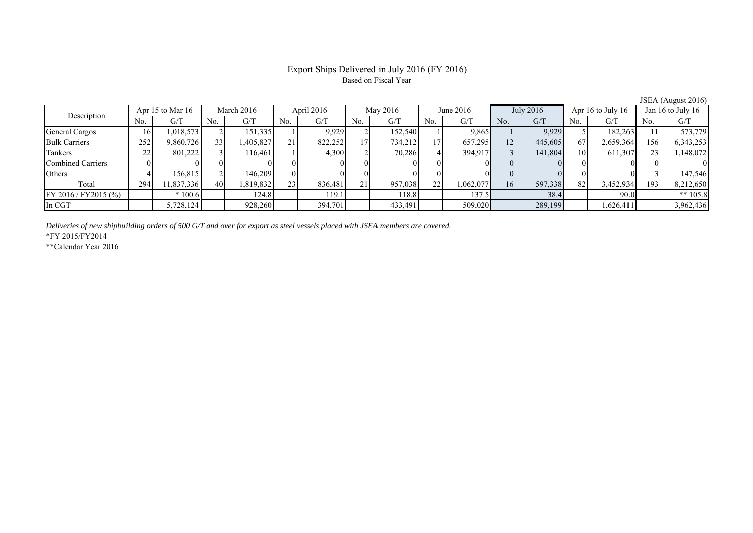# Export Ships Delivered in July 2016 (FY 2016)

Based on Fiscal Year

JSEA (August 2016)

| Description | Apr 15 to Mar 16 | | March 2016 | | April 2016 | | May 2016 | | June 2016 | | July 2016 | | Apr 16 to July 16 | | Jan 16 to July 16 | |
|---|---|---|---|---|---|---|---|---|---|---|---|---|---|---|---|---|
| | No. | G/T | No. | G/T | No. | G/T | No. | G/T | No. | G/T | No. | G/T | No. | G/T | No. | G/T |
| General Cargos | 16 | 1,018,573 | 2 | 151,335 | 1 | 9,929 | 2 | 152,540 | 1 | 9,865 | 1 | 9,929 | 5 | 182,263 | 11 | 573,779 |
| Bulk Carriers | 252 | 9,860,726 | 33 | 1,405,827 | 21 | 822,252 | 17 | 734,212 | 17 | 657,295 | 12 | 445,605 | 67 | 2,659,364 | 156 | 6,343,253 |
| Tankers | 22 | 801,222 | 3 | 116,461 | 1 | 4,300 | 2 | 70,286 | 4 | 394,917 | 3 | 141,804 | 10 | 611,307 | 23 | 1,148,072 |
| Combined Carriers | 0 | 0 | 0 | 0 | 0 | 0 | 0 | 0 | 0 | 0 | 0 | 0 | 0 | 0 | 0 | 0 |
| Others | 4 | 156,815 | 2 | 146,209 | 0 | 0 | 0 | 0 | 0 | 0 | 0 | 0 | 0 | 0 | 3 | 147,546 |
| Total | 294 | 11,837,336 | 40 | 1,819,832 | 23 | 836,481 | 21 | 957,038 | 22 | 1,062,077 | 16 | 597,338 | 82 | 3,452,934 | 193 | 8,212,650 |
| FY 2016 / FY2015 (%) | | * 100.6 | | 124.8 | | 119.1 | | 118.8 | | 137.5 | | 38.4 | | 90.0 | | ** 105.8 |
| In CGT | | 5,728,124 | | 928,260 | | 394,701 | | 433,491 | | 509,020 | | 289,199 | | 1,626,411 | | 3,962,436 |

*Deliveries of new shipbuilding orders of 500 G/T and over for export as steel vessels placed with JSEA members are covered.*

*FY 2015/FY2014

**Calendar Year 2016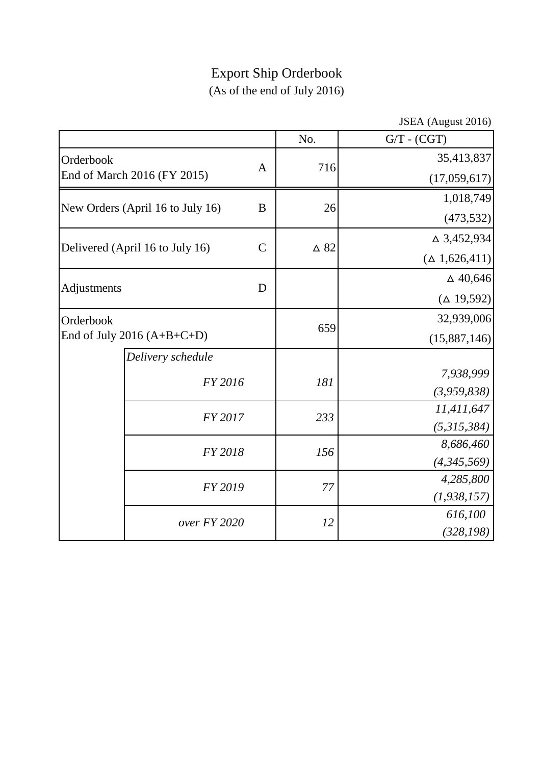# Export Ship Orderbook

(As of the end of July 2016)

JSEA (August 2016)

| | | | No. | G/T - (CGT) |
|---|---|---|---|---|
| Orderbook<br>End of March 2016 (FY 2015) | | A | 716 | 35,413,837<br>(17,059,617) |
| New Orders (April 16 to July 16) | | B | 26 | 1,018,749<br>(473,532) |
| Delivered (April 16 to July 16) | | C | ∆ 82 | ∆ 3,452,934<br>(∆ 1,626,411) |
| Adjustments | | D | | ∆ 40,646<br>(∆ 19,592) |
| Orderbook<br>End of July 2016 (A+B+C+D) | | | 659 | 32,939,006<br>(15,887,146) |
| | *Delivery schedule* | | | |
| | *FY 2016* | | *181* | *7,938,999*<br>*(3,959,838)* |
| | *FY 2017* | | *233* | *11,411,647*<br>*(5,315,384)* |
| | *FY 2018* | | *156* | *8,686,460*<br>*(4,345,569)* |
| | *FY 2019* | | *77* | *4,285,800*<br>*(1,938,157)* |
| | *over FY 2020* | | *12* | *616,100*<br>*(328,198)* |